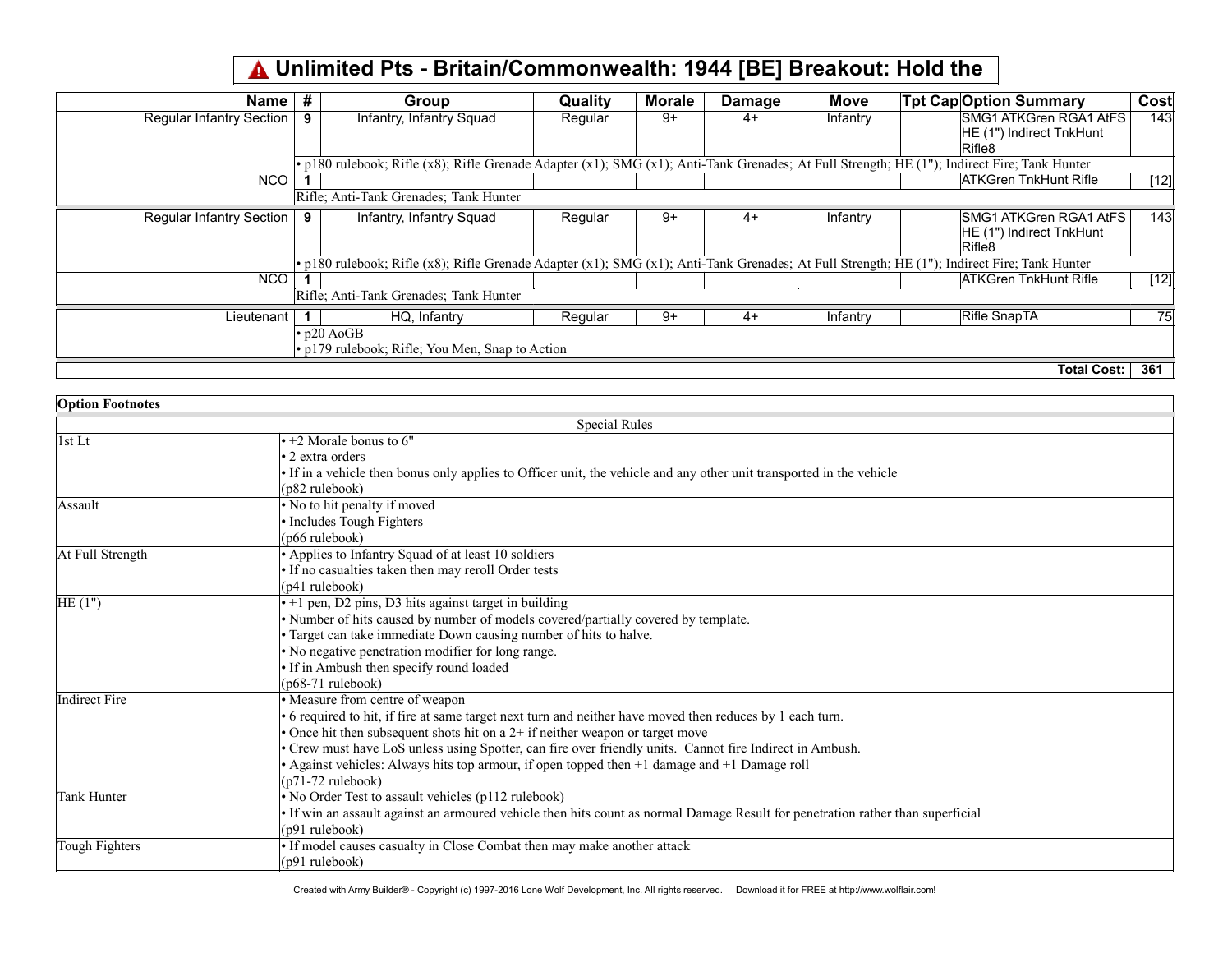# ⚠ Unlimited Pts - Britain/Commonwealth: 1944 [BE] Breakout: Hold the

| Name | # | Group | Quality | Morale | Damage | Move | Tpt Cap | Option Summary | Cost |
|---|---|---|---|---|---|---|---|---|---|
| Regular Infantry Section | 9 | Infantry, Infantry Squad | Regular | 9+ | 4+ | Infantry | | SMG1 ATKGren RGA1 AtFS HE (1") Indirect TnkHunt Rifle8 | 143 |
| | | • p180 rulebook; Rifle (x8); Rifle Grenade Adapter (x1); SMG (x1); Anti-Tank Grenades; At Full Strength; HE (1"); Indirect Fire; Tank Hunter | | | | | | | |
| NCO | 1 | | | | | | | ATKGren TnkHunt Rifle | [12] |
| | | Rifle; Anti-Tank Grenades; Tank Hunter | | | | | | | |
| Regular Infantry Section | 9 | Infantry, Infantry Squad | Regular | 9+ | 4+ | Infantry | | SMG1 ATKGren RGA1 AtFS HE (1") Indirect TnkHunt Rifle8 | 143 |
| | | • p180 rulebook; Rifle (x8); Rifle Grenade Adapter (x1); SMG (x1); Anti-Tank Grenades; At Full Strength; HE (1"); Indirect Fire; Tank Hunter | | | | | | | |
| NCO | 1 | | | | | | | ATKGren TnkHunt Rifle | [12] |
| | | Rifle; Anti-Tank Grenades; Tank Hunter | | | | | | | |
| Lieutenant | 1 | HQ, Infantry | Regular | 9+ | 4+ | Infantry | | Rifle SnapTA | 75 |
| | | • p20 AoGB<br>• p179 rulebook; Rifle; You Men, Snap to Action | | | | | | | |
| | | | | | | | | **Total Cost:** | **361** |

**Option Footnotes**

| Special Rules | |
|---|---|
| 1st Lt | • +2 Morale bonus to 6"<br>• 2 extra orders<br>• If in a vehicle then bonus only applies to Officer unit, the vehicle and any other unit transported in the vehicle<br>(p82 rulebook) |
| Assault | • No to hit penalty if moved<br>• Includes Tough Fighters<br>(p66 rulebook) |
| At Full Strength | • Applies to Infantry Squad of at least 10 soldiers<br>• If no casualties taken then may reroll Order tests<br>(p41 rulebook) |
| HE (1") | • +1 pen, D2 pins, D3 hits against target in building<br>• Number of hits caused by number of models covered/partially covered by template.<br>• Target can take immediate Down causing number of hits to halve.<br>• No negative penetration modifier for long range.<br>• If in Ambush then specify round loaded<br>(p68-71 rulebook) |
| Indirect Fire | • Measure from centre of weapon<br>• 6 required to hit, if fire at same target next turn and neither have moved then reduces by 1 each turn.<br>• Once hit then subsequent shots hit on a 2+ if neither weapon or target move<br>• Crew must have LoS unless using Spotter, can fire over friendly units. Cannot fire Indirect in Ambush.<br>• Against vehicles: Always hits top armour, if open topped then +1 damage and +1 Damage roll<br>(p71-72 rulebook) |
| Tank Hunter | • No Order Test to assault vehicles (p112 rulebook)<br>• If win an assault against an armoured vehicle then hits count as normal Damage Result for penetration rather than superficial<br>(p91 rulebook) |
| Tough Fighters | • If model causes casualty in Close Combat then may make another attack<br>(p91 rulebook) |

Created with Army Builder® - Copyright (c) 1997-2016 Lone Wolf Development, Inc. All rights reserved. Download it for FREE at http://www.wolflair.com!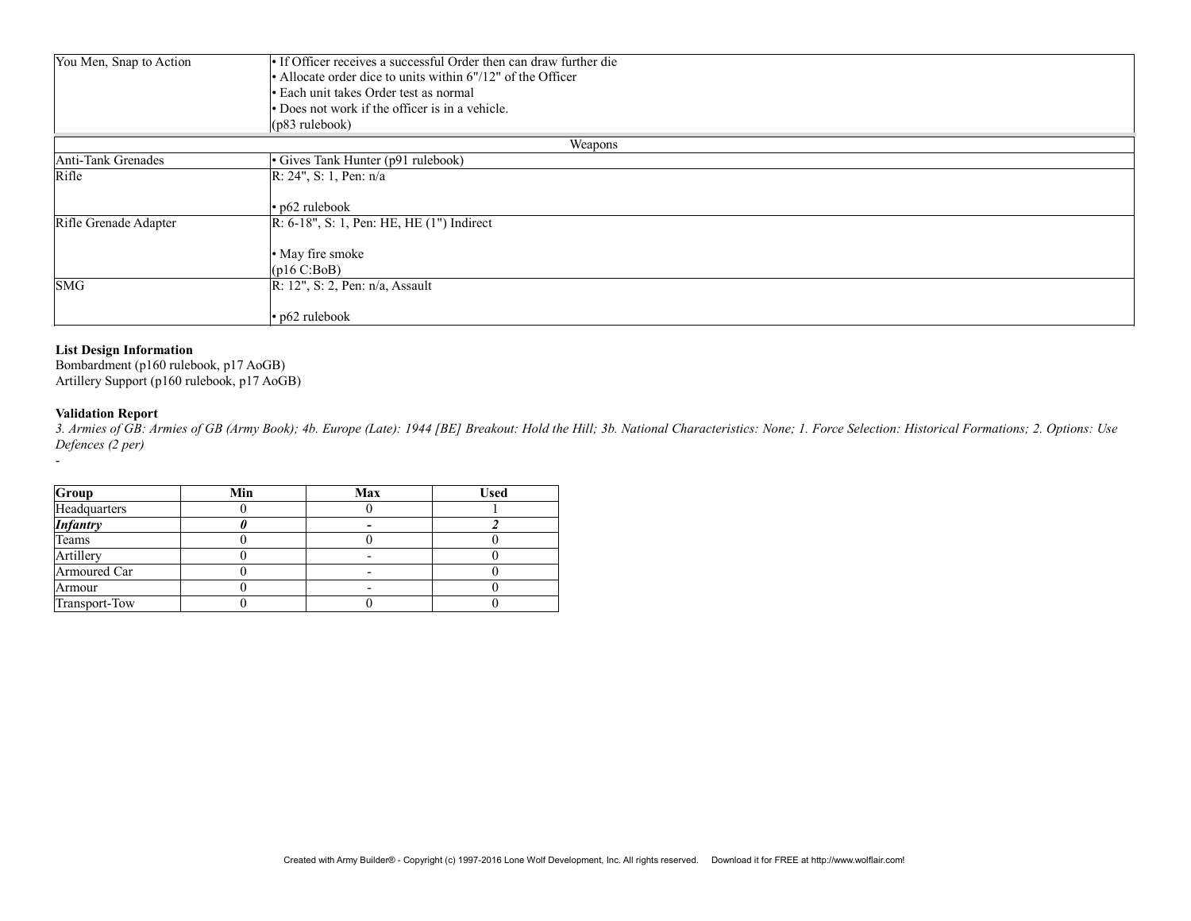| | |
|---|---|
| You Men, Snap to Action | • If Officer receives a successful Order then can draw further die<br>• Allocate order dice to units within 6"/12" of the Officer<br>• Each unit takes Order test as normal<br>• Does not work if the officer is in a vehicle.<br>(p83 rulebook) |

| Weapons | |
|---|---|
| Anti-Tank Grenades | • Gives Tank Hunter (p91 rulebook) |
| Rifle | R: 24", S: 1, Pen: n/a<br><br>• p62 rulebook |
| Rifle Grenade Adapter | R: 6-18", S: 1, Pen: HE, HE (1") Indirect<br><br>• May fire smoke<br>(p16 C:BoB) |
| SMG | R: 12", S: 2, Pen: n/a, Assault<br><br>• p62 rulebook |

**List Design Information**

Bombardment (p160 rulebook, p17 AoGB)
Artillery Support (p160 rulebook, p17 AoGB)

**Validation Report**

*3. Armies of GB: Armies of GB (Army Book); 4b. Europe (Late): 1944 [BE] Breakout: Hold the Hill; 3b. National Characteristics: None; 1. Force Selection: Historical Formations; 2. Options: Use Defences (2 per)*

-

| Group | Min | Max | Used |
|---|---|---|---|
| Headquarters | 0 | 0 | 1 |
| ***Infantry*** | ***0*** | ***-*** | ***2*** |
| Teams | 0 | 0 | 0 |
| Artillery | 0 | - | 0 |
| Armoured Car | 0 | - | 0 |
| Armour | 0 | - | 0 |
| Transport-Tow | 0 | 0 | 0 |